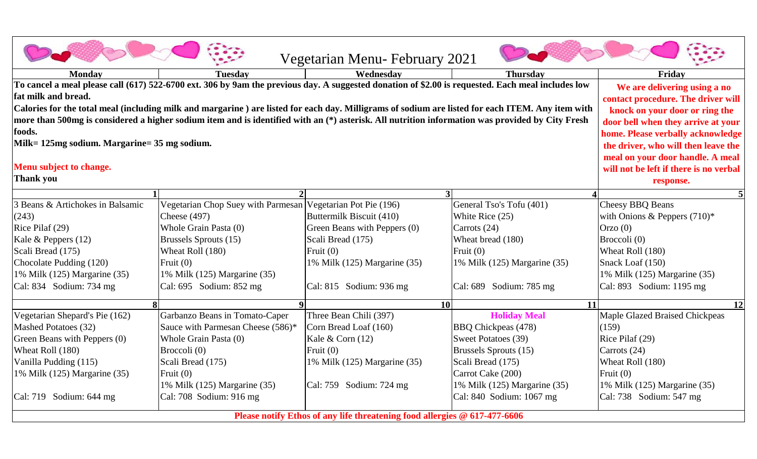# Vegetarian Menu- February 2021

**To cancel a meal please call (617) 522-6700 ext. 306 by 9am the previous day. A suggested donation of $2.00 is requested. Each meal includes low fat milk and bread.**

**Calories for the total meal (including milk and margarine ) are listed for each day. Milligrams of sodium are listed for each ITEM. Any item with more than 500mg is considered a higher sodium item and is identified with an (*) asterisk. All nutrition information was provided by City Fresh foods.**

**Milk= 125mg sodium. Margarine= 35 mg sodium.**

**Menu subject to change.**

**Thank you**

**We are delivering using a no contact procedure. The driver will knock on your door or ring the door bell when they arrive at your home. Please verbally acknowledge the driver, who will then leave the meal on your door handle. A meal will not be left if there is no verbal response.**

| Monday | Tuesday | Wednesday | Thursday | Friday |
|---|---|---|---|---|
| **1** | **2** | **3** | **4** | **5** |
| 3 Beans & Artichokes in Balsamic (243)<br>Rice Pilaf (29)<br>Kale & Peppers (12)<br>Scali Bread (175)<br>Chocolate Pudding (120)<br>1% Milk (125) Margarine (35)<br>Cal: 834 Sodium: 734 mg | Vegetarian Chop Suey with Parmesan Cheese (497)<br>Whole Grain Pasta (0)<br>Brussels Sprouts (15)<br>Wheat Roll (180)<br>Fruit (0)<br>1% Milk (125) Margarine (35)<br>Cal: 695 Sodium: 852 mg | Vegetarian Pot Pie (196)<br>Buttermilk Biscuit (410)<br>Green Beans with Peppers (0)<br>Scali Bread (175)<br>Fruit (0)<br>1% Milk (125) Margarine (35)<br>Cal: 815 Sodium: 936 mg | General Tso's Tofu (401)<br>White Rice (25)<br>Carrots (24)<br>Wheat bread (180)<br>Fruit (0)<br>1% Milk (125) Margarine (35)<br>Cal: 689 Sodium: 785 mg | Cheesy BBQ Beans with Onions & Peppers (710)*<br>Orzo (0)<br>Broccoli (0)<br>Wheat Roll (180)<br>Snack Loaf (150)<br>1% Milk (125) Margarine (35)<br>Cal: 893 Sodium: 1195 mg |
| **8** | **9** | **10** | **11** | **12** |
| Vegetarian Shepard's Pie (162)<br>Mashed Potatoes (32)<br>Green Beans with Peppers (0)<br>Wheat Roll (180)<br>Vanilla Pudding (115)<br>1% Milk (125) Margarine (35)<br>Cal: 719 Sodium: 644 mg | Garbanzo Beans in Tomato-Caper Sauce with Parmesan Cheese (586)*<br>Whole Grain Pasta (0)<br>Broccoli (0)<br>Scali Bread (175)<br>Fruit (0)<br>1% Milk (125) Margarine (35)<br>Cal: 708 Sodium: 916 mg | Three Bean Chili (397)<br>Corn Bread Loaf (160)<br>Kale & Corn (12)<br>Fruit (0)<br>1% Milk (125) Margarine (35)<br>Cal: 759 Sodium: 724 mg | **Holiday Meal**<br>BBQ Chickpeas (478)<br>Sweet Potatoes (39)<br>Brussels Sprouts (15)<br>Scali Bread (175)<br>Carrot Cake (200)<br>1% Milk (125) Margarine (35)<br>Cal: 840 Sodium: 1067 mg | Maple Glazed Braised Chickpeas (159)<br>Rice Pilaf (29)<br>Carrots (24)<br>Wheat Roll (180)<br>Fruit (0)<br>1% Milk (125) Margarine (35)<br>Cal: 738 Sodium: 547 mg |

**Please notify Ethos of any life threatening food allergies @ 617-477-6606**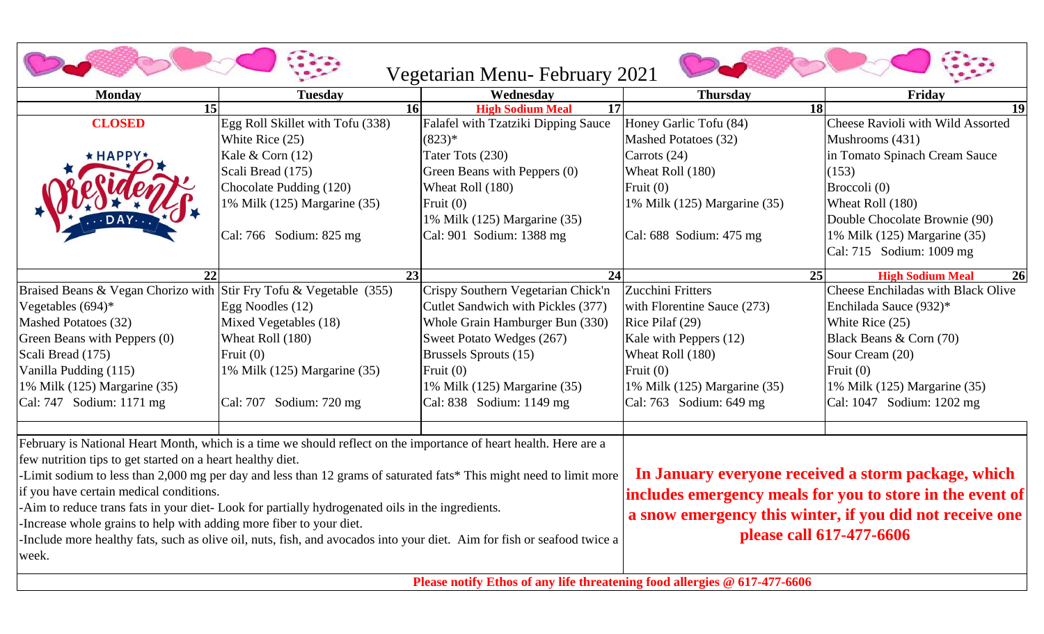# Vegetarian Menu- February 2021

| Monday | Tuesday | Wednesday | Thursday | Friday |
|---|---|---|---|---|
| 15 | 16 | **High Sodium Meal** 17 | 18 | 19 |
| **CLOSED**<br>★HAPPY★ Presidents' ...DAY... | Egg Roll Skillet with Tofu (338)<br>White Rice (25)<br>Kale & Corn (12)<br>Scali Bread (175)<br>Chocolate Pudding (120)<br>1% Milk (125) Margarine (35)<br><br>Cal: 766 Sodium: 825 mg | Falafel with Tzatziki Dipping Sauce (823)*<br>Tater Tots (230)<br>Green Beans with Peppers (0)<br>Wheat Roll (180)<br>Fruit (0)<br>1% Milk (125) Margarine (35)<br>Cal: 901 Sodium: 1388 mg | Honey Garlic Tofu (84)<br>Mashed Potatoes (32)<br>Carrots (24)<br>Wheat Roll (180)<br>Fruit (0)<br>1% Milk (125) Margarine (35)<br><br>Cal: 688 Sodium: 475 mg | Cheese Ravioli with Wild Assorted Mushrooms (431)<br>in Tomato Spinach Cream Sauce (153)<br>Broccoli (0)<br>Wheat Roll (180)<br>Double Chocolate Brownie (90)<br>1% Milk (125) Margarine (35)<br>Cal: 715 Sodium: 1009 mg |
| 22 | 23 | 24 | 25 | **High Sodium Meal** 26 |
| Braised Beans & Vegan Chorizo with Vegetables (694)*<br>Mashed Potatoes (32)<br>Green Beans with Peppers (0)<br>Scali Bread (175)<br>Vanilla Pudding (115)<br>1% Milk (125) Margarine (35)<br>Cal: 747 Sodium: 1171 mg | Stir Fry Tofu & Vegetable (355)<br>Egg Noodles (12)<br>Mixed Vegetables (18)<br>Wheat Roll (180)<br>Fruit (0)<br>1% Milk (125) Margarine (35)<br><br>Cal: 707 Sodium: 720 mg | Crispy Southern Vegetarian Chick'n Cutlet Sandwich with Pickles (377)<br>Whole Grain Hamburger Bun (330)<br>Sweet Potato Wedges (267)<br>Brussels Sprouts (15)<br>Fruit (0)<br>1% Milk (125) Margarine (35)<br>Cal: 838 Sodium: 1149 mg | Zucchini Fritters<br>with Florentine Sauce (273)<br>Rice Pilaf (29)<br>Kale with Peppers (12)<br>Wheat Roll (180)<br>Fruit (0)<br>1% Milk (125) Margarine (35)<br>Cal: 763 Sodium: 649 mg | Cheese Enchiladas with Black Olive Enchilada Sauce (932)*<br>White Rice (25)<br>Black Beans & Corn (70)<br>Sour Cream (20)<br>Fruit (0)<br>1% Milk (125) Margarine (35)<br>Cal: 1047 Sodium: 1202 mg |

February is National Heart Month, which is a time we should reflect on the importance of heart health. Here are a few nutrition tips to get started on a heart healthy diet.

-Limit sodium to less than 2,000 mg per day and less than 12 grams of saturated fats* This might need to limit more if you have certain medical conditions.

-Aim to reduce trans fats in your diet- Look for partially hydrogenated oils in the ingredients.

-Increase whole grains to help with adding more fiber to your diet.

-Include more healthy fats, such as olive oil, nuts, fish, and avocados into your diet. Aim for fish or seafood twice a week.

**In January everyone received a storm package, which includes emergency meals for you to store in the event of a snow emergency this winter, if you did not receive one please call 617-477-6606**

**Please notify Ethos of any life threatening food allergies @ 617-477-6606**